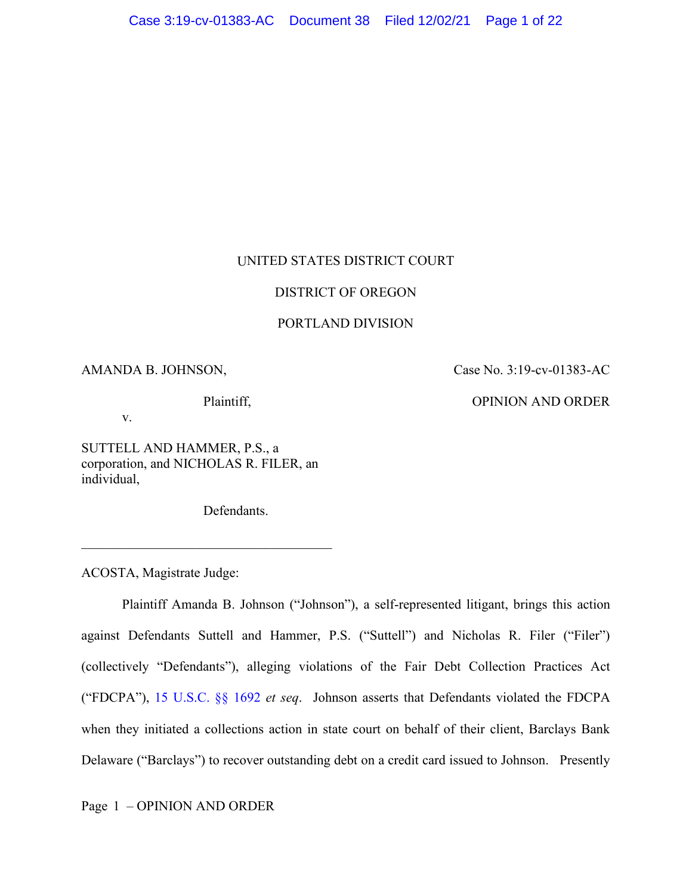UNITED STATES DISTRICT COURT

DISTRICT OF OREGON

PORTLAND DIVISION

AMANDA B. JOHNSON,

Plaintiff,

v.

SUTTELL AND HAMMER, P.S., a corporation, and NICHOLAS R. FILER, an individual,

Defendants.

Case No. 3:19-cv-01383-AC

OPINION AND ORDER

---

ACOSTA, Magistrate Judge:

Plaintiff Amanda B. Johnson ("Johnson"), a self-represented litigant, brings this action against Defendants Suttell and Hammer, P.S. ("Suttell") and Nicholas R. Filer ("Filer") (collectively "Defendants"), alleging violations of the Fair Debt Collection Practices Act ("FDCPA"), 15 U.S.C. §§ 1692 *et seq*. Johnson asserts that Defendants violated the FDCPA when they initiated a collections action in state court on behalf of their client, Barclays Bank Delaware ("Barclays") to recover outstanding debt on a credit card issued to Johnson. Presently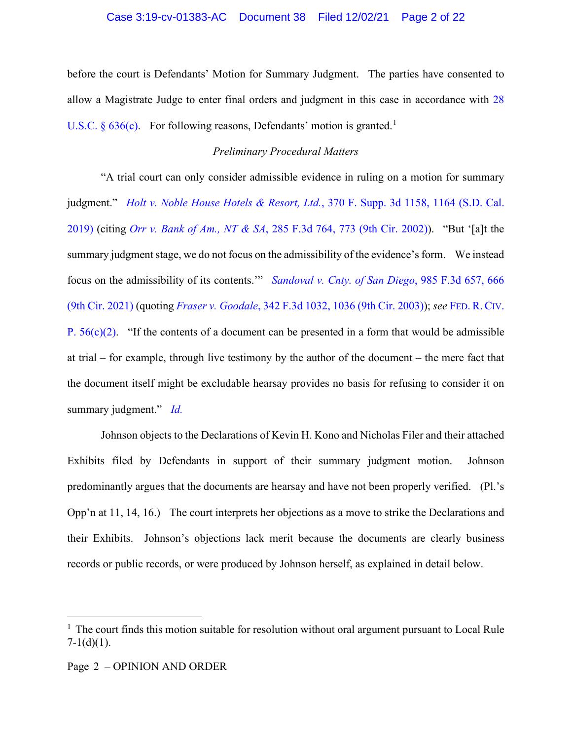before the court is Defendants' Motion for Summary Judgment. The parties have consented to allow a Magistrate Judge to enter final orders and judgment in this case in accordance with 28 U.S.C. § 636(c). For following reasons, Defendants' motion is granted.[1]

*Preliminary Procedural Matters*

"A trial court can only consider admissible evidence in ruling on a motion for summary judgment." *Holt v. Noble House Hotels & Resort, Ltd.*, 370 F. Supp. 3d 1158, 1164 (S.D. Cal. 2019) (citing *Orr v. Bank of Am., NT & SA*, 285 F.3d 764, 773 (9th Cir. 2002)). "But '[a]t the summary judgment stage, we do not focus on the admissibility of the evidence's form. We instead focus on the admissibility of its contents.'" *Sandoval v. Cnty. of San Diego*, 985 F.3d 657, 666 (9th Cir. 2021) (quoting *Fraser v. Goodale*, 342 F.3d 1032, 1036 (9th Cir. 2003)); *see* FED. R. CIV. P. 56(c)(2). "If the contents of a document can be presented in a form that would be admissible at trial – for example, through live testimony by the author of the document – the mere fact that the document itself might be excludable hearsay provides no basis for refusing to consider it on summary judgment." *Id.*

Johnson objects to the Declarations of Kevin H. Kono and Nicholas Filer and their attached Exhibits filed by Defendants in support of their summary judgment motion. Johnson predominantly argues that the documents are hearsay and have not been properly verified. (Pl.'s Opp'n at 11, 14, 16.) The court interprets her objections as a move to strike the Declarations and their Exhibits. Johnson's objections lack merit because the documents are clearly business records or public records, or were produced by Johnson herself, as explained in detail below.

[1] The court finds this motion suitable for resolution without oral argument pursuant to Local Rule 7-1(d)(1).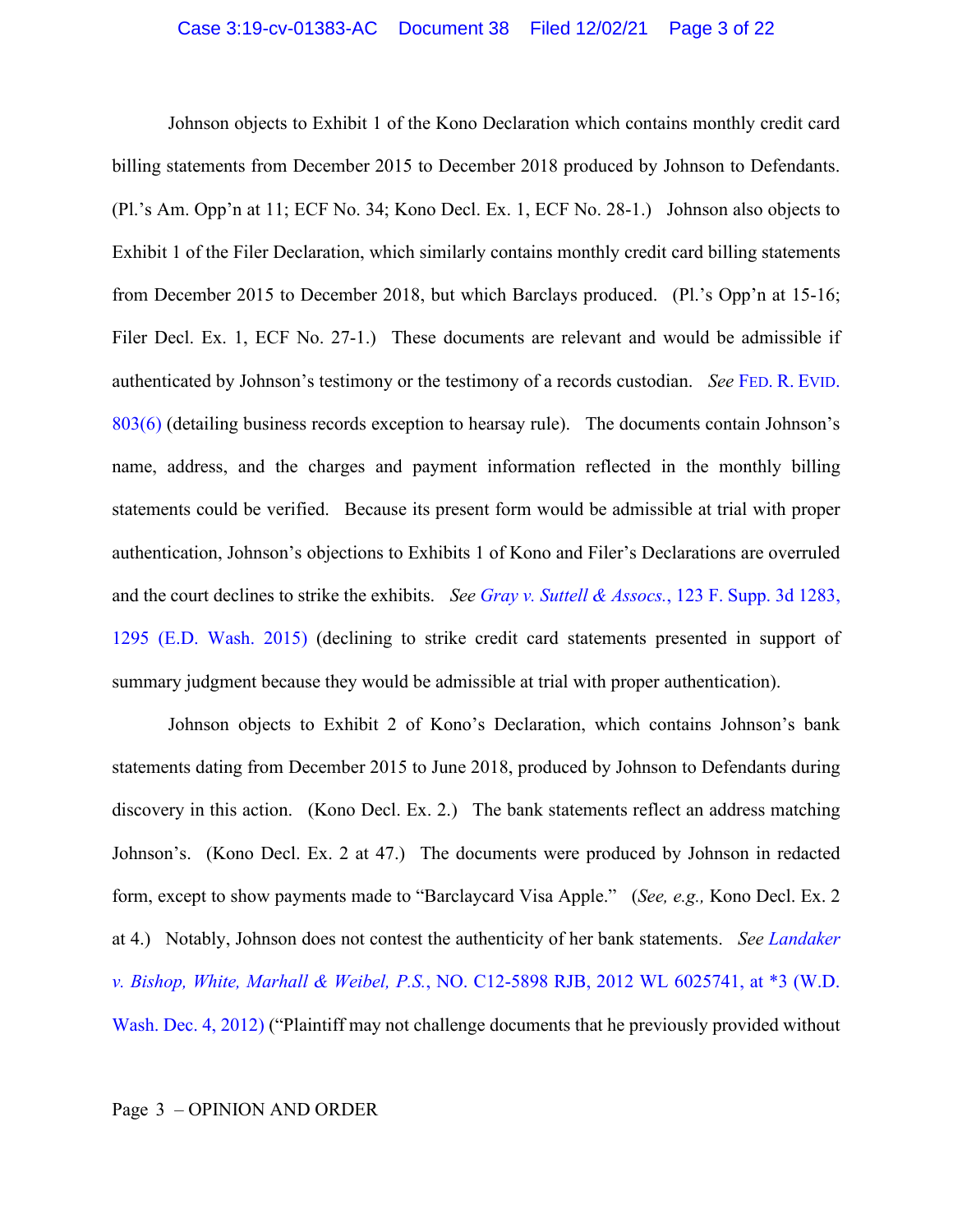Johnson objects to Exhibit 1 of the Kono Declaration which contains monthly credit card billing statements from December 2015 to December 2018 produced by Johnson to Defendants. (Pl.'s Am. Opp'n at 11; ECF No. 34; Kono Decl. Ex. 1, ECF No. 28-1.) Johnson also objects to Exhibit 1 of the Filer Declaration, which similarly contains monthly credit card billing statements from December 2015 to December 2018, but which Barclays produced. (Pl.'s Opp'n at 15-16; Filer Decl. Ex. 1, ECF No. 27-1.) These documents are relevant and would be admissible if authenticated by Johnson's testimony or the testimony of a records custodian. *See* FED. R. EVID. 803(6) (detailing business records exception to hearsay rule). The documents contain Johnson's name, address, and the charges and payment information reflected in the monthly billing statements could be verified. Because its present form would be admissible at trial with proper authentication, Johnson's objections to Exhibits 1 of Kono and Filer's Declarations are overruled and the court declines to strike the exhibits. *See Gray v. Suttell & Assocs.*, 123 F. Supp. 3d 1283, 1295 (E.D. Wash. 2015) (declining to strike credit card statements presented in support of summary judgment because they would be admissible at trial with proper authentication).

Johnson objects to Exhibit 2 of Kono's Declaration, which contains Johnson's bank statements dating from December 2015 to June 2018, produced by Johnson to Defendants during discovery in this action. (Kono Decl. Ex. 2.) The bank statements reflect an address matching Johnson's. (Kono Decl. Ex. 2 at 47.) The documents were produced by Johnson in redacted form, except to show payments made to "Barclaycard Visa Apple." (*See, e.g.,* Kono Decl. Ex. 2 at 4.) Notably, Johnson does not contest the authenticity of her bank statements. *See Landaker v. Bishop, White, Marhall & Weibel, P.S.*, NO. C12-5898 RJB, 2012 WL 6025741, at *3 (W.D. Wash. Dec. 4, 2012) ("Plaintiff may not challenge documents that he previously provided without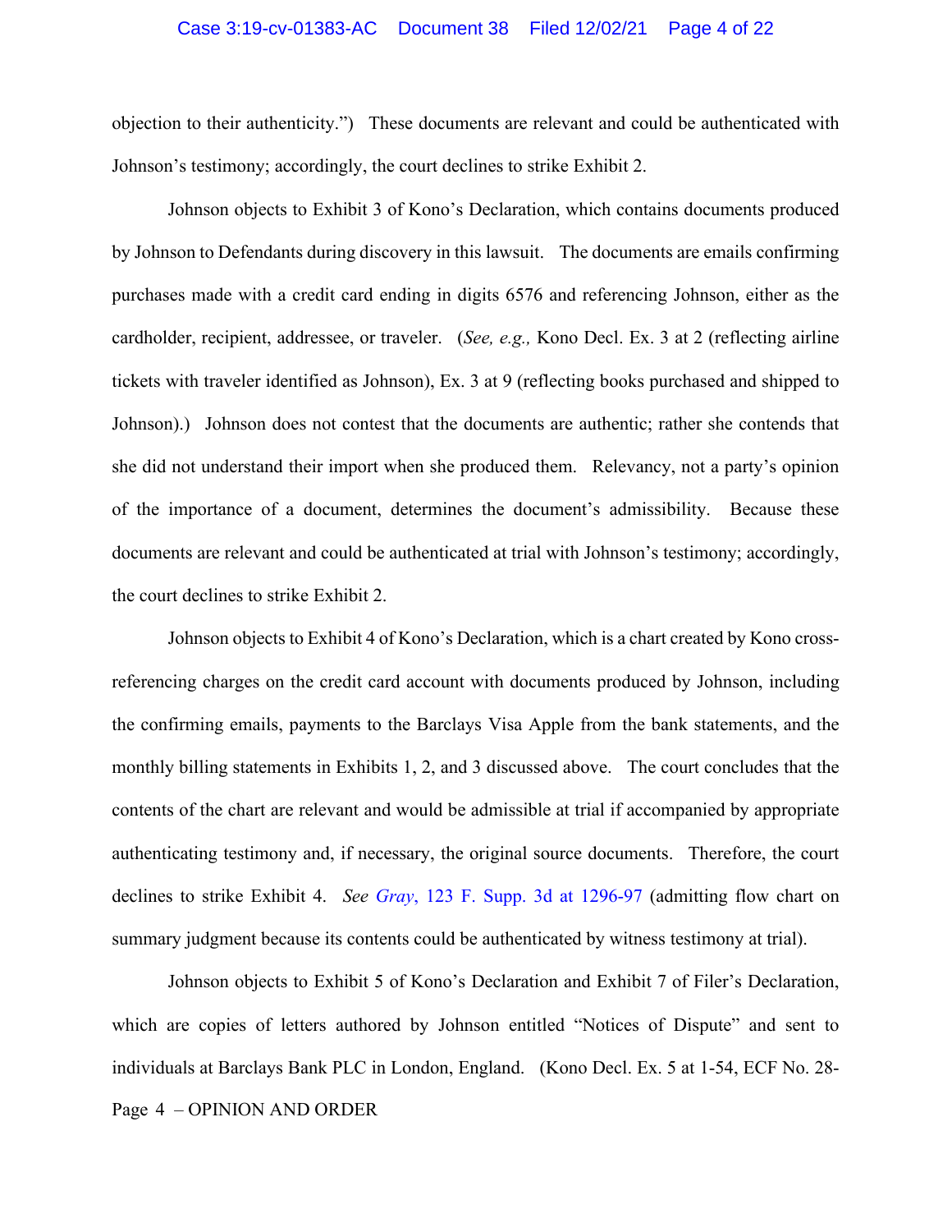objection to their authenticity.") These documents are relevant and could be authenticated with Johnson's testimony; accordingly, the court declines to strike Exhibit 2.

Johnson objects to Exhibit 3 of Kono's Declaration, which contains documents produced by Johnson to Defendants during discovery in this lawsuit. The documents are emails confirming purchases made with a credit card ending in digits 6576 and referencing Johnson, either as the cardholder, recipient, addressee, or traveler. (*See, e.g.,* Kono Decl. Ex. 3 at 2 (reflecting airline tickets with traveler identified as Johnson), Ex. 3 at 9 (reflecting books purchased and shipped to Johnson).) Johnson does not contest that the documents are authentic; rather she contends that she did not understand their import when she produced them. Relevancy, not a party's opinion of the importance of a document, determines the document's admissibility. Because these documents are relevant and could be authenticated at trial with Johnson's testimony; accordingly, the court declines to strike Exhibit 2.

Johnson objects to Exhibit 4 of Kono's Declaration, which is a chart created by Kono cross-referencing charges on the credit card account with documents produced by Johnson, including the confirming emails, payments to the Barclays Visa Apple from the bank statements, and the monthly billing statements in Exhibits 1, 2, and 3 discussed above. The court concludes that the contents of the chart are relevant and would be admissible at trial if accompanied by appropriate authenticating testimony and, if necessary, the original source documents. Therefore, the court declines to strike Exhibit 4. *See Gray*, 123 F. Supp. 3d at 1296-97 (admitting flow chart on summary judgment because its contents could be authenticated by witness testimony at trial).

Johnson objects to Exhibit 5 of Kono's Declaration and Exhibit 7 of Filer's Declaration, which are copies of letters authored by Johnson entitled "Notices of Dispute" and sent to individuals at Barclays Bank PLC in London, England. (Kono Decl. Ex. 5 at 1-54, ECF No. 28-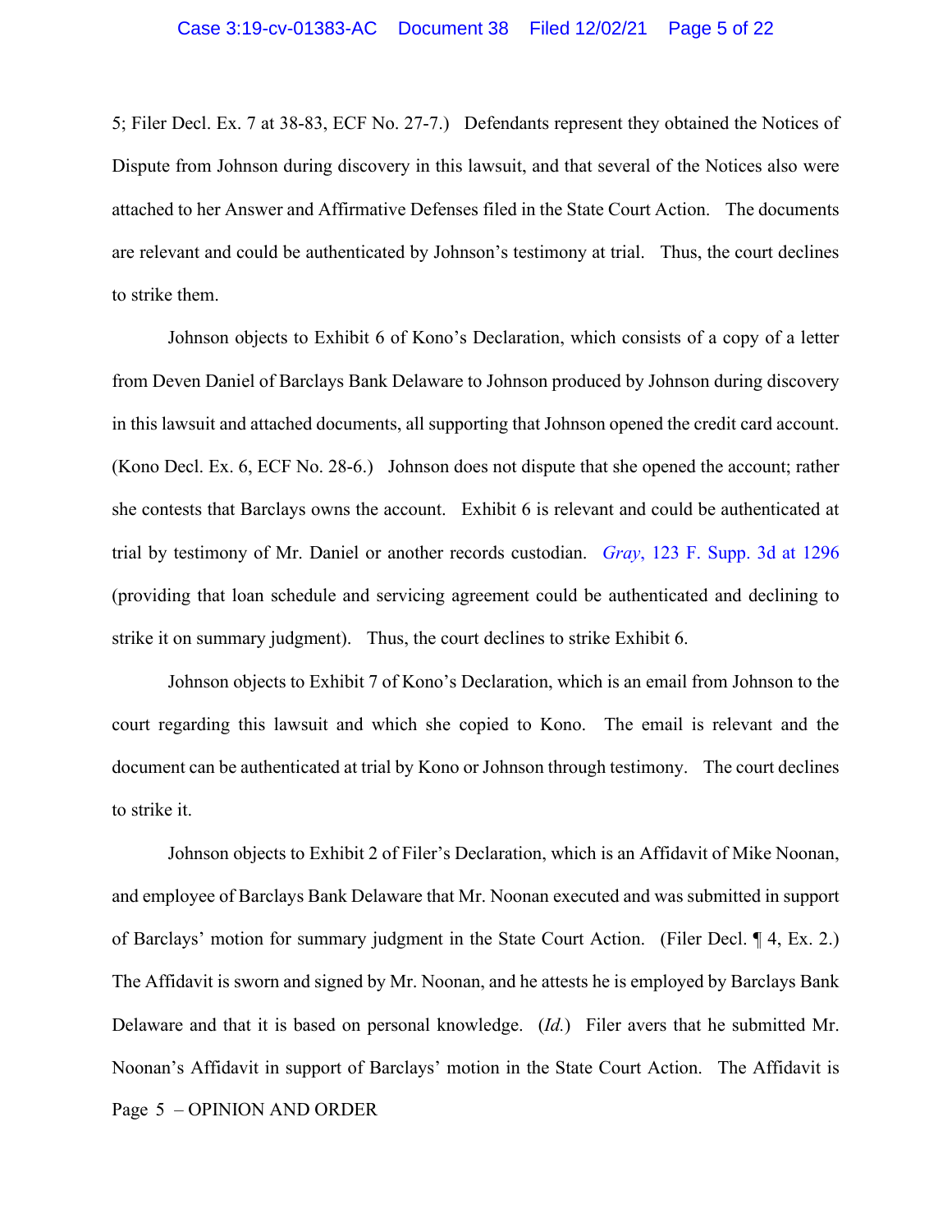5; Filer Decl. Ex. 7 at 38-83, ECF No. 27-7.) Defendants represent they obtained the Notices of Dispute from Johnson during discovery in this lawsuit, and that several of the Notices also were attached to her Answer and Affirmative Defenses filed in the State Court Action. The documents are relevant and could be authenticated by Johnson's testimony at trial. Thus, the court declines to strike them.

Johnson objects to Exhibit 6 of Kono's Declaration, which consists of a copy of a letter from Deven Daniel of Barclays Bank Delaware to Johnson produced by Johnson during discovery in this lawsuit and attached documents, all supporting that Johnson opened the credit card account. (Kono Decl. Ex. 6, ECF No. 28-6.) Johnson does not dispute that she opened the account; rather she contests that Barclays owns the account. Exhibit 6 is relevant and could be authenticated at trial by testimony of Mr. Daniel or another records custodian. *Gray*, 123 F. Supp. 3d at 1296 (providing that loan schedule and servicing agreement could be authenticated and declining to strike it on summary judgment). Thus, the court declines to strike Exhibit 6.

Johnson objects to Exhibit 7 of Kono's Declaration, which is an email from Johnson to the court regarding this lawsuit and which she copied to Kono. The email is relevant and the document can be authenticated at trial by Kono or Johnson through testimony. The court declines to strike it.

Johnson objects to Exhibit 2 of Filer's Declaration, which is an Affidavit of Mike Noonan, and employee of Barclays Bank Delaware that Mr. Noonan executed and was submitted in support of Barclays' motion for summary judgment in the State Court Action. (Filer Decl. ¶ 4, Ex. 2.) The Affidavit is sworn and signed by Mr. Noonan, and he attests he is employed by Barclays Bank Delaware and that it is based on personal knowledge. (*Id.*) Filer avers that he submitted Mr. Noonan's Affidavit in support of Barclays' motion in the State Court Action. The Affidavit is

Page 5 – OPINION AND ORDER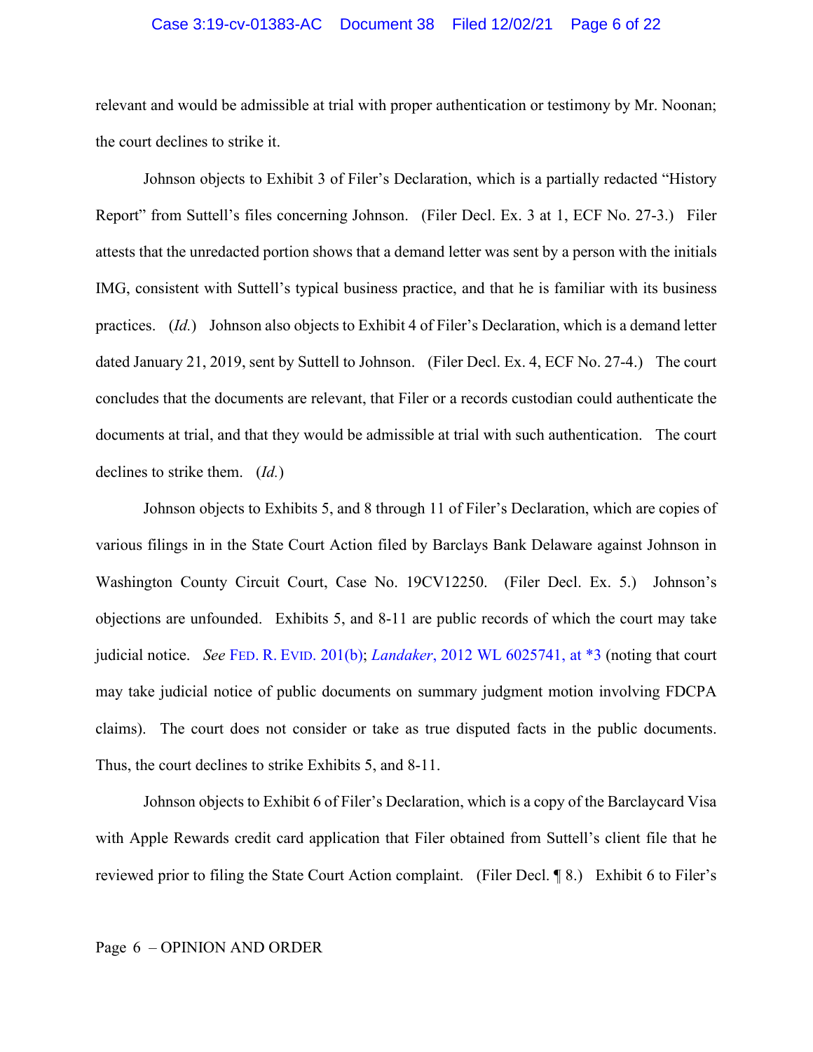relevant and would be admissible at trial with proper authentication or testimony by Mr. Noonan; the court declines to strike it.

Johnson objects to Exhibit 3 of Filer's Declaration, which is a partially redacted "History Report" from Suttell's files concerning Johnson. (Filer Decl. Ex. 3 at 1, ECF No. 27-3.) Filer attests that the unredacted portion shows that a demand letter was sent by a person with the initials IMG, consistent with Suttell's typical business practice, and that he is familiar with its business practices. (*Id.*) Johnson also objects to Exhibit 4 of Filer's Declaration, which is a demand letter dated January 21, 2019, sent by Suttell to Johnson. (Filer Decl. Ex. 4, ECF No. 27-4.) The court concludes that the documents are relevant, that Filer or a records custodian could authenticate the documents at trial, and that they would be admissible at trial with such authentication. The court declines to strike them. (*Id.*)

Johnson objects to Exhibits 5, and 8 through 11 of Filer's Declaration, which are copies of various filings in in the State Court Action filed by Barclays Bank Delaware against Johnson in Washington County Circuit Court, Case No. 19CV12250. (Filer Decl. Ex. 5.) Johnson's objections are unfounded. Exhibits 5, and 8-11 are public records of which the court may take judicial notice. *See* FED. R. EVID. 201(b); *Landaker*, 2012 WL 6025741, at *3 (noting that court may take judicial notice of public documents on summary judgment motion involving FDCPA claims). The court does not consider or take as true disputed facts in the public documents. Thus, the court declines to strike Exhibits 5, and 8-11.

Johnson objects to Exhibit 6 of Filer's Declaration, which is a copy of the Barclaycard Visa with Apple Rewards credit card application that Filer obtained from Suttell's client file that he reviewed prior to filing the State Court Action complaint. (Filer Decl. ¶ 8.) Exhibit 6 to Filer's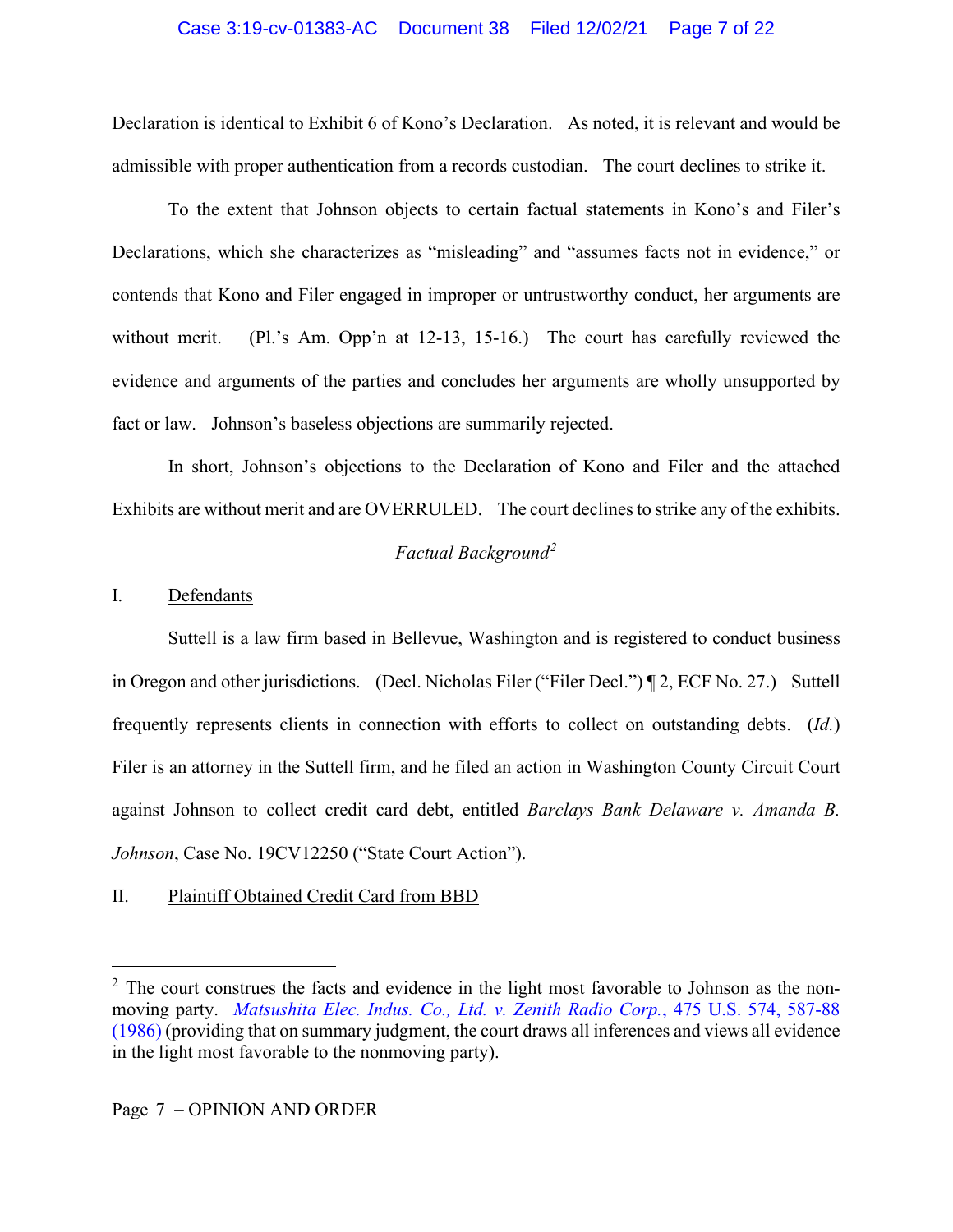Declaration is identical to Exhibit 6 of Kono's Declaration. As noted, it is relevant and would be admissible with proper authentication from a records custodian. The court declines to strike it.

To the extent that Johnson objects to certain factual statements in Kono's and Filer's Declarations, which she characterizes as "misleading" and "assumes facts not in evidence," or contends that Kono and Filer engaged in improper or untrustworthy conduct, her arguments are without merit. (Pl.'s Am. Opp'n at 12-13, 15-16.) The court has carefully reviewed the evidence and arguments of the parties and concludes her arguments are wholly unsupported by fact or law. Johnson's baseless objections are summarily rejected.

In short, Johnson's objections to the Declaration of Kono and Filer and the attached Exhibits are without merit and are OVERRULED. The court declines to strike any of the exhibits.

*Factual Background*[2]

I. Defendants

Suttell is a law firm based in Bellevue, Washington and is registered to conduct business in Oregon and other jurisdictions. (Decl. Nicholas Filer ("Filer Decl.") ¶ 2, ECF No. 27.) Suttell frequently represents clients in connection with efforts to collect on outstanding debts. (*Id.*) Filer is an attorney in the Suttell firm, and he filed an action in Washington County Circuit Court against Johnson to collect credit card debt, entitled *Barclays Bank Delaware v. Amanda B. Johnson*, Case No. 19CV12250 ("State Court Action").

II. Plaintiff Obtained Credit Card from BBD

---

[2] The court construes the facts and evidence in the light most favorable to Johnson as the non-moving party. *Matsushita Elec. Indus. Co., Ltd. v. Zenith Radio Corp.*, 475 U.S. 574, 587-88 (1986) (providing that on summary judgment, the court draws all inferences and views all evidence in the light most favorable to the nonmoving party).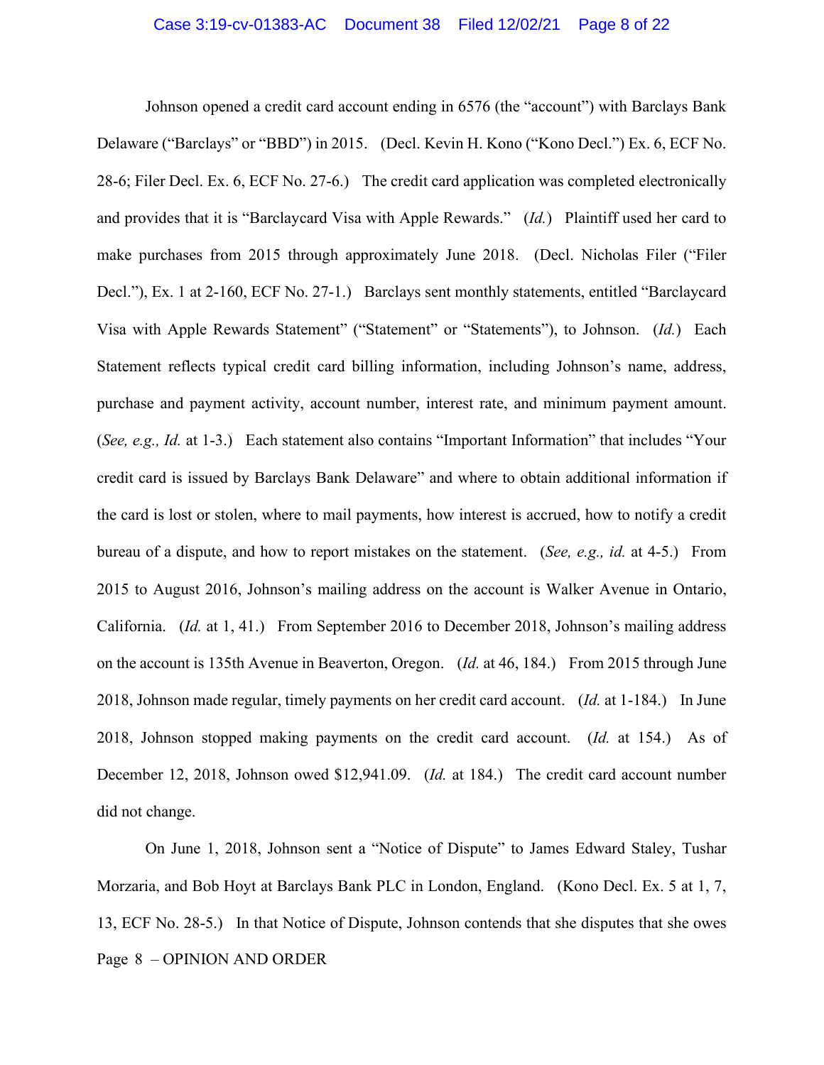Johnson opened a credit card account ending in 6576 (the "account") with Barclays Bank Delaware ("Barclays" or "BBD") in 2015. (Decl. Kevin H. Kono ("Kono Decl.") Ex. 6, ECF No. 28-6; Filer Decl. Ex. 6, ECF No. 27-6.) The credit card application was completed electronically and provides that it is "Barclaycard Visa with Apple Rewards." (*Id.*) Plaintiff used her card to make purchases from 2015 through approximately June 2018. (Decl. Nicholas Filer ("Filer Decl."), Ex. 1 at 2-160, ECF No. 27-1.) Barclays sent monthly statements, entitled "Barclaycard Visa with Apple Rewards Statement" ("Statement" or "Statements"), to Johnson. (*Id.*) Each Statement reflects typical credit card billing information, including Johnson's name, address, purchase and payment activity, account number, interest rate, and minimum payment amount. (*See, e.g., Id.* at 1-3.) Each statement also contains "Important Information" that includes "Your credit card is issued by Barclays Bank Delaware" and where to obtain additional information if the card is lost or stolen, where to mail payments, how interest is accrued, how to notify a credit bureau of a dispute, and how to report mistakes on the statement. (*See, e.g., id.* at 4-5.) From 2015 to August 2016, Johnson's mailing address on the account is Walker Avenue in Ontario, California. (*Id.* at 1, 41.) From September 2016 to December 2018, Johnson's mailing address on the account is 135th Avenue in Beaverton, Oregon. (*Id.* at 46, 184.) From 2015 through June 2018, Johnson made regular, timely payments on her credit card account. (*Id.* at 1-184.) In June 2018, Johnson stopped making payments on the credit card account. (*Id.* at 154.) As of December 12, 2018, Johnson owed $12,941.09. (*Id.* at 184.) The credit card account number did not change.

On June 1, 2018, Johnson sent a "Notice of Dispute" to James Edward Staley, Tushar Morzaria, and Bob Hoyt at Barclays Bank PLC in London, England. (Kono Decl. Ex. 5 at 1, 7, 13, ECF No. 28-5.) In that Notice of Dispute, Johnson contends that she disputes that she owes

Page 8 – OPINION AND ORDER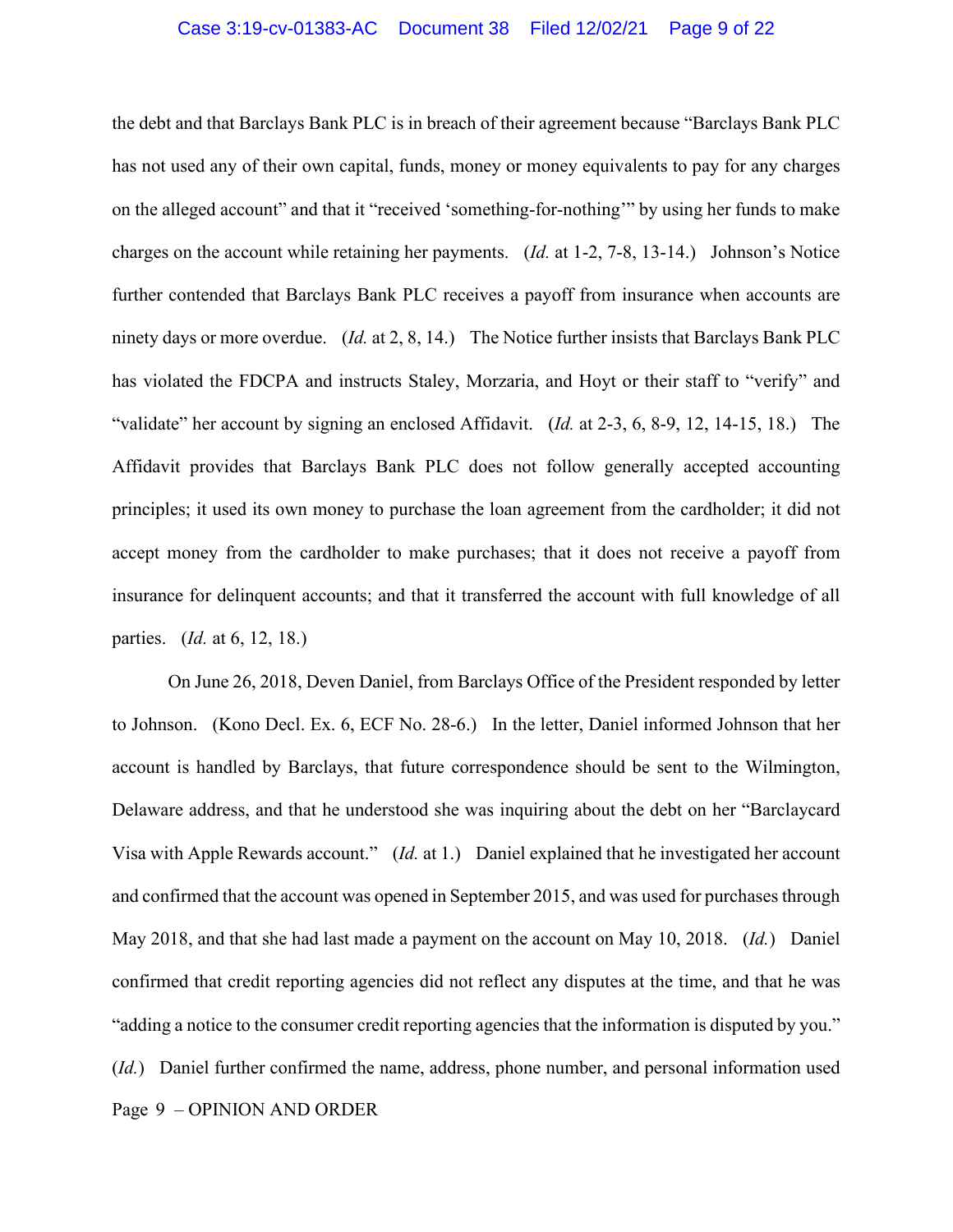the debt and that Barclays Bank PLC is in breach of their agreement because "Barclays Bank PLC has not used any of their own capital, funds, money or money equivalents to pay for any charges on the alleged account" and that it "received 'something-for-nothing'" by using her funds to make charges on the account while retaining her payments. (*Id.* at 1-2, 7-8, 13-14.) Johnson's Notice further contended that Barclays Bank PLC receives a payoff from insurance when accounts are ninety days or more overdue. (*Id.* at 2, 8, 14.) The Notice further insists that Barclays Bank PLC has violated the FDCPA and instructs Staley, Morzaria, and Hoyt or their staff to "verify" and "validate" her account by signing an enclosed Affidavit. (*Id.* at 2-3, 6, 8-9, 12, 14-15, 18.) The Affidavit provides that Barclays Bank PLC does not follow generally accepted accounting principles; it used its own money to purchase the loan agreement from the cardholder; it did not accept money from the cardholder to make purchases; that it does not receive a payoff from insurance for delinquent accounts; and that it transferred the account with full knowledge of all parties. (*Id.* at 6, 12, 18.)

On June 26, 2018, Deven Daniel, from Barclays Office of the President responded by letter to Johnson. (Kono Decl. Ex. 6, ECF No. 28-6.) In the letter, Daniel informed Johnson that her account is handled by Barclays, that future correspondence should be sent to the Wilmington, Delaware address, and that he understood she was inquiring about the debt on her "Barclaycard Visa with Apple Rewards account." (*Id.* at 1.) Daniel explained that he investigated her account and confirmed that the account was opened in September 2015, and was used for purchases through May 2018, and that she had last made a payment on the account on May 10, 2018. (*Id.*) Daniel confirmed that credit reporting agencies did not reflect any disputes at the time, and that he was "adding a notice to the consumer credit reporting agencies that the information is disputed by you." (*Id.*) Daniel further confirmed the name, address, phone number, and personal information used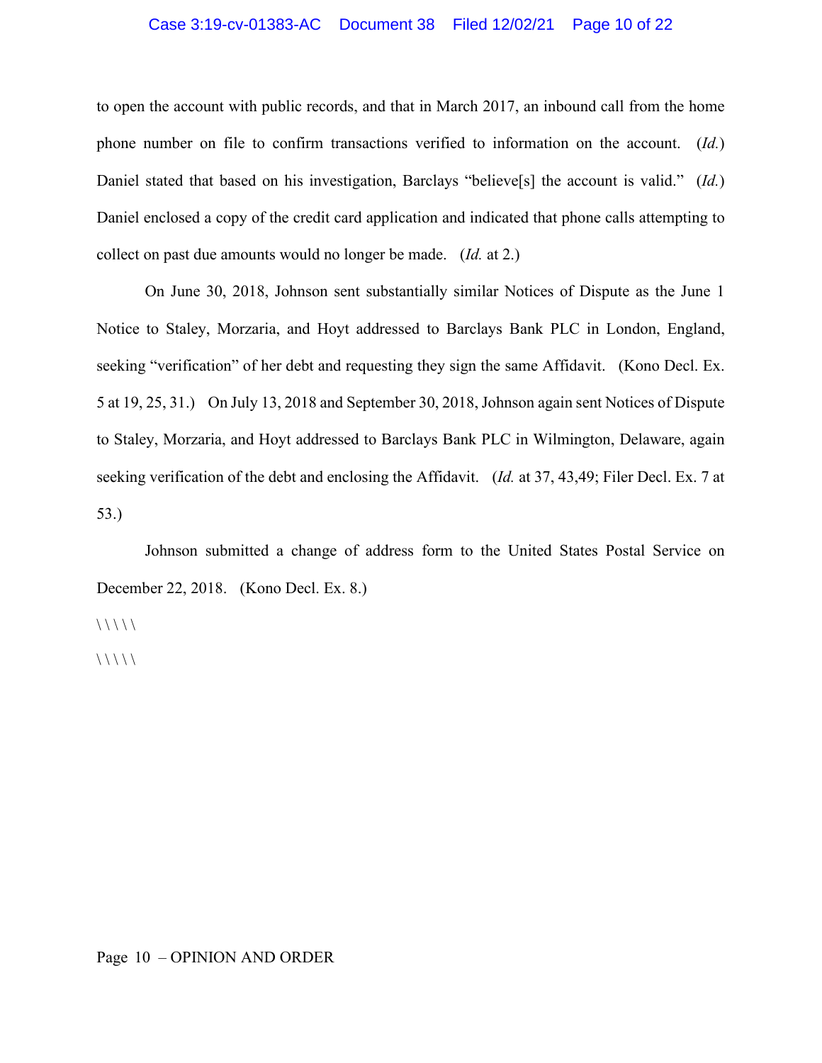to open the account with public records, and that in March 2017, an inbound call from the home phone number on file to confirm transactions verified to information on the account. (*Id.*) Daniel stated that based on his investigation, Barclays "believe[s] the account is valid." (*Id.*) Daniel enclosed a copy of the credit card application and indicated that phone calls attempting to collect on past due amounts would no longer be made. (*Id.* at 2.)

On June 30, 2018, Johnson sent substantially similar Notices of Dispute as the June 1 Notice to Staley, Morzaria, and Hoyt addressed to Barclays Bank PLC in London, England, seeking "verification" of her debt and requesting they sign the same Affidavit. (Kono Decl. Ex. 5 at 19, 25, 31.) On July 13, 2018 and September 30, 2018, Johnson again sent Notices of Dispute to Staley, Morzaria, and Hoyt addressed to Barclays Bank PLC in Wilmington, Delaware, again seeking verification of the debt and enclosing the Affidavit. (*Id.* at 37, 43,49; Filer Decl. Ex. 7 at 53.)

Johnson submitted a change of address form to the United States Postal Service on December 22, 2018. (Kono Decl. Ex. 8.)

\ \ \ \ \

\ \ \ \ \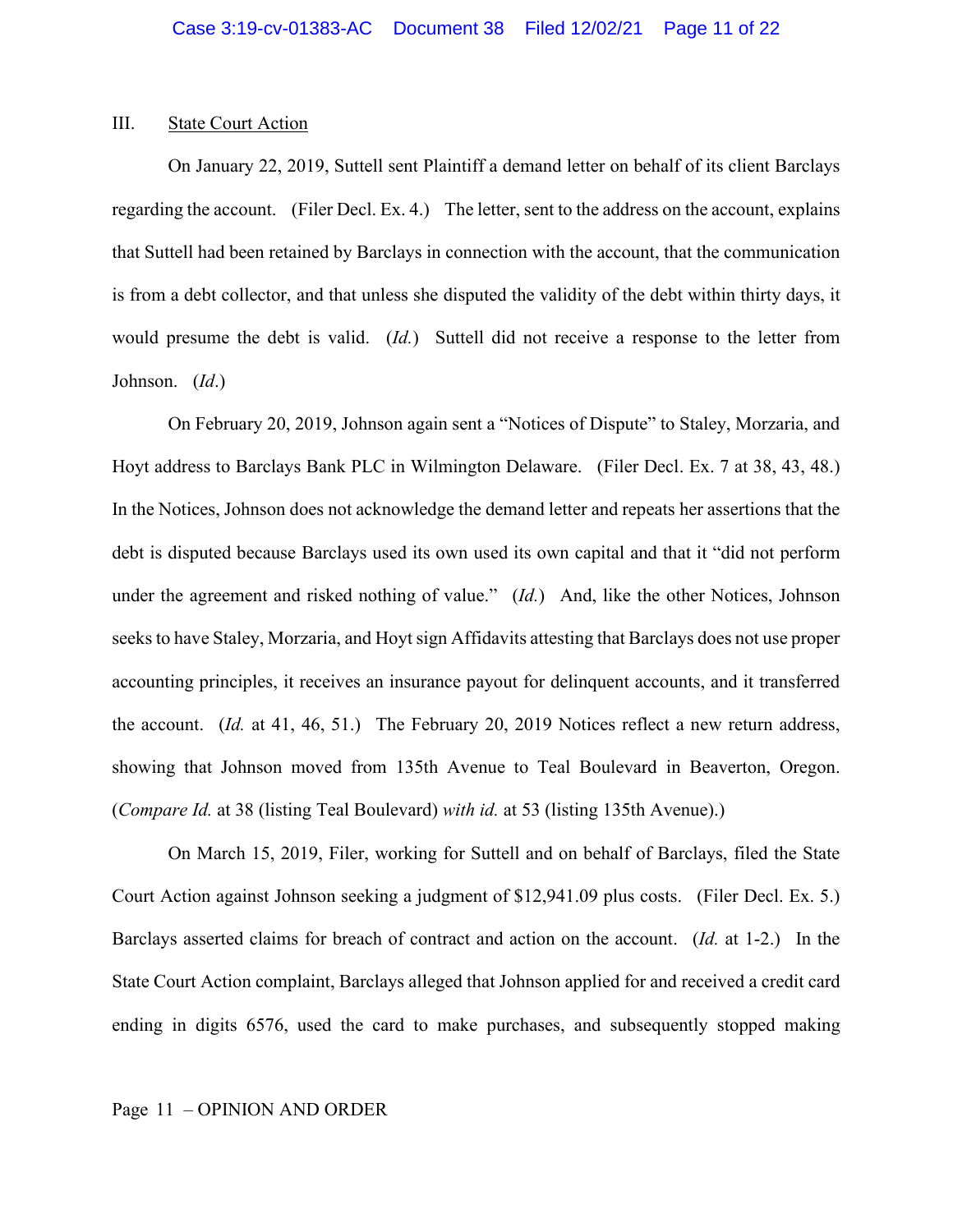## III. State Court Action

On January 22, 2019, Suttell sent Plaintiff a demand letter on behalf of its client Barclays regarding the account. (Filer Decl. Ex. 4.) The letter, sent to the address on the account, explains that Suttell had been retained by Barclays in connection with the account, that the communication is from a debt collector, and that unless she disputed the validity of the debt within thirty days, it would presume the debt is valid. (*Id.*) Suttell did not receive a response to the letter from Johnson. (*Id*.)

On February 20, 2019, Johnson again sent a "Notices of Dispute" to Staley, Morzaria, and Hoyt address to Barclays Bank PLC in Wilmington Delaware. (Filer Decl. Ex. 7 at 38, 43, 48.) In the Notices, Johnson does not acknowledge the demand letter and repeats her assertions that the debt is disputed because Barclays used its own used its own capital and that it "did not perform under the agreement and risked nothing of value." (*Id.*) And, like the other Notices, Johnson seeks to have Staley, Morzaria, and Hoyt sign Affidavits attesting that Barclays does not use proper accounting principles, it receives an insurance payout for delinquent accounts, and it transferred the account. (*Id.* at 41, 46, 51.) The February 20, 2019 Notices reflect a new return address, showing that Johnson moved from 135th Avenue to Teal Boulevard in Beaverton, Oregon. (*Compare Id.* at 38 (listing Teal Boulevard) *with id.* at 53 (listing 135th Avenue).)

On March 15, 2019, Filer, working for Suttell and on behalf of Barclays, filed the State Court Action against Johnson seeking a judgment of $12,941.09 plus costs. (Filer Decl. Ex. 5.) Barclays asserted claims for breach of contract and action on the account. (*Id.* at 1-2.) In the State Court Action complaint, Barclays alleged that Johnson applied for and received a credit card ending in digits 6576, used the card to make purchases, and subsequently stopped making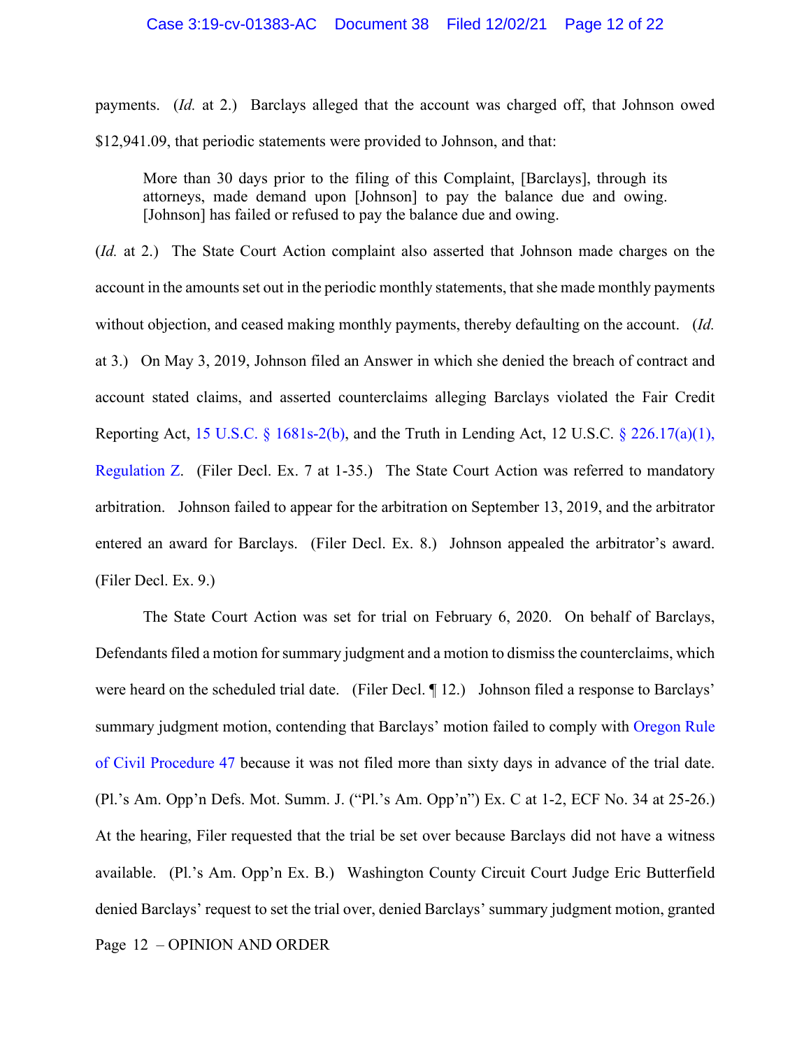payments. (*Id.* at 2.) Barclays alleged that the account was charged off, that Johnson owed $12,941.09, that periodic statements were provided to Johnson, and that:

> More than 30 days prior to the filing of this Complaint, [Barclays], through its attorneys, made demand upon [Johnson] to pay the balance due and owing. [Johnson] has failed or refused to pay the balance due and owing.

(*Id.* at 2.) The State Court Action complaint also asserted that Johnson made charges on the account in the amounts set out in the periodic monthly statements, that she made monthly payments without objection, and ceased making monthly payments, thereby defaulting on the account. (*Id.* at 3.) On May 3, 2019, Johnson filed an Answer in which she denied the breach of contract and account stated claims, and asserted counterclaims alleging Barclays violated the Fair Credit Reporting Act, 15 U.S.C. § 1681s-2(b), and the Truth in Lending Act, 12 U.S.C. § 226.17(a)(1), Regulation Z. (Filer Decl. Ex. 7 at 1-35.) The State Court Action was referred to mandatory arbitration. Johnson failed to appear for the arbitration on September 13, 2019, and the arbitrator entered an award for Barclays. (Filer Decl. Ex. 8.) Johnson appealed the arbitrator's award. (Filer Decl. Ex. 9.)

The State Court Action was set for trial on February 6, 2020. On behalf of Barclays, Defendants filed a motion for summary judgment and a motion to dismiss the counterclaims, which were heard on the scheduled trial date. (Filer Decl. ¶ 12.) Johnson filed a response to Barclays' summary judgment motion, contending that Barclays' motion failed to comply with Oregon Rule of Civil Procedure 47 because it was not filed more than sixty days in advance of the trial date. (Pl.'s Am. Opp'n Defs. Mot. Summ. J. ("Pl.'s Am. Opp'n") Ex. C at 1-2, ECF No. 34 at 25-26.) At the hearing, Filer requested that the trial be set over because Barclays did not have a witness available. (Pl.'s Am. Opp'n Ex. B.) Washington County Circuit Court Judge Eric Butterfield denied Barclays' request to set the trial over, denied Barclays' summary judgment motion, granted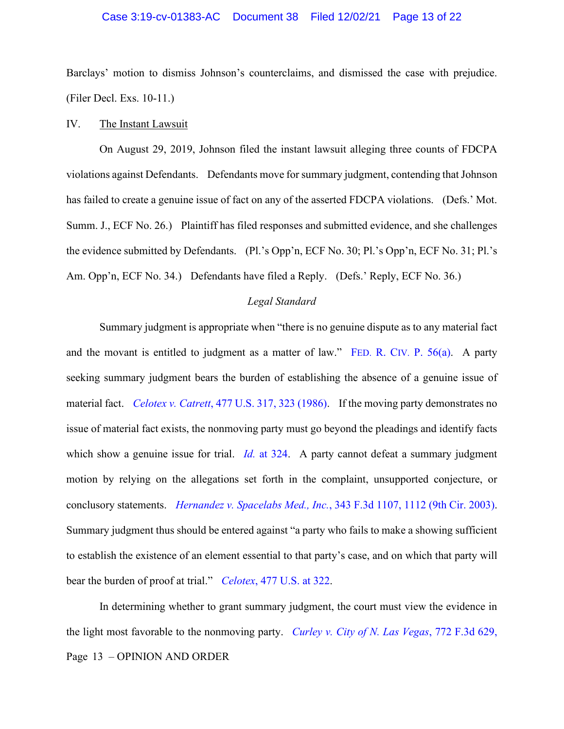Barclays' motion to dismiss Johnson's counterclaims, and dismissed the case with prejudice. (Filer Decl. Exs. 10-11.)

## IV. The Instant Lawsuit

On August 29, 2019, Johnson filed the instant lawsuit alleging three counts of FDCPA violations against Defendants. Defendants move for summary judgment, contending that Johnson has failed to create a genuine issue of fact on any of the asserted FDCPA violations. (Defs.' Mot. Summ. J., ECF No. 26.) Plaintiff has filed responses and submitted evidence, and she challenges the evidence submitted by Defendants. (Pl.'s Opp'n, ECF No. 30; Pl.'s Opp'n, ECF No. 31; Pl.'s Am. Opp'n, ECF No. 34.) Defendants have filed a Reply. (Defs.' Reply, ECF No. 36.)

### *Legal Standard*

Summary judgment is appropriate when "there is no genuine dispute as to any material fact and the movant is entitled to judgment as a matter of law." FED. R. CIV. P. 56(a). A party seeking summary judgment bears the burden of establishing the absence of a genuine issue of material fact. *Celotex v. Catrett*, 477 U.S. 317, 323 (1986). If the moving party demonstrates no issue of material fact exists, the nonmoving party must go beyond the pleadings and identify facts which show a genuine issue for trial. *Id.* at 324. A party cannot defeat a summary judgment motion by relying on the allegations set forth in the complaint, unsupported conjecture, or conclusory statements. *Hernandez v. Spacelabs Med., Inc.*, 343 F.3d 1107, 1112 (9th Cir. 2003). Summary judgment thus should be entered against "a party who fails to make a showing sufficient to establish the existence of an element essential to that party's case, and on which that party will bear the burden of proof at trial." *Celotex*, 477 U.S. at 322.

In determining whether to grant summary judgment, the court must view the evidence in the light most favorable to the nonmoving party. *Curley v. City of N. Las Vegas*, 772 F.3d 629,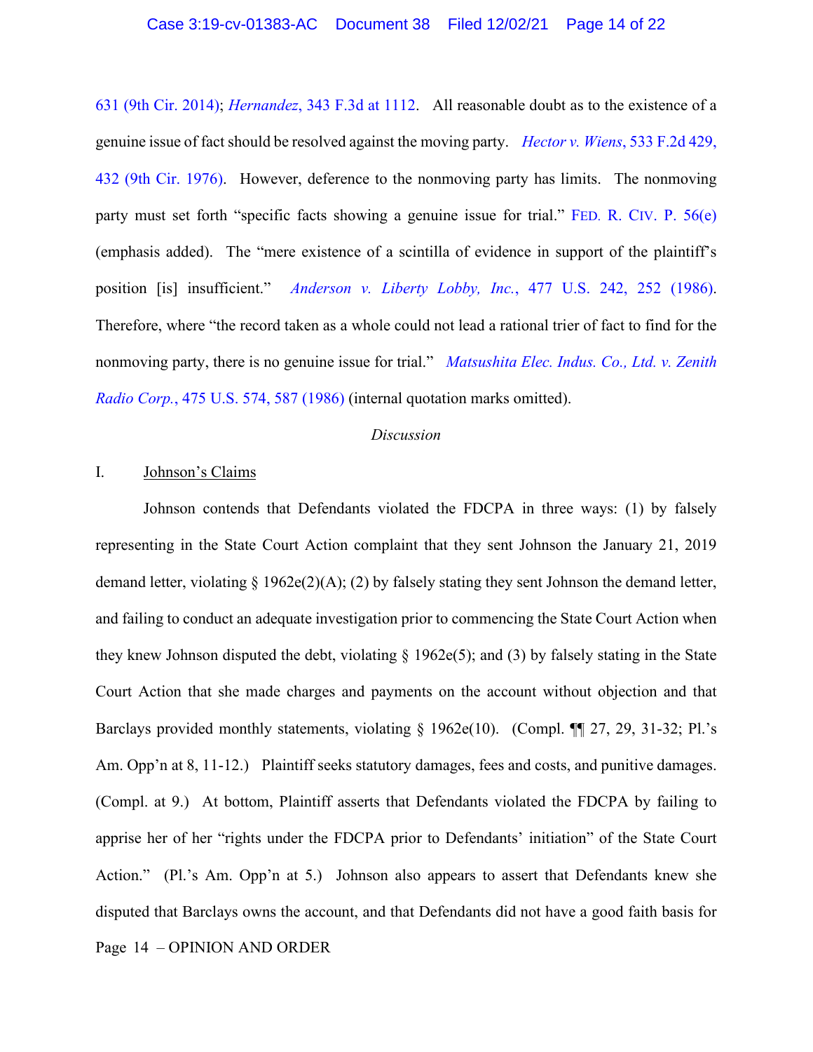631 (9th Cir. 2014); *Hernandez*, 343 F.3d at 1112. All reasonable doubt as to the existence of a genuine issue of fact should be resolved against the moving party. *Hector v. Wiens*, 533 F.2d 429, 432 (9th Cir. 1976). However, deference to the nonmoving party has limits. The nonmoving party must set forth "specific facts showing a genuine issue for trial." FED. R. CIV. P. 56(e) (emphasis added). The "mere existence of a scintilla of evidence in support of the plaintiff's position [is] insufficient." *Anderson v. Liberty Lobby, Inc.*, 477 U.S. 242, 252 (1986). Therefore, where "the record taken as a whole could not lead a rational trier of fact to find for the nonmoving party, there is no genuine issue for trial." *Matsushita Elec. Indus. Co., Ltd. v. Zenith Radio Corp.*, 475 U.S. 574, 587 (1986) (internal quotation marks omitted).

## *Discussion*

### I. Johnson's Claims

Johnson contends that Defendants violated the FDCPA in three ways: (1) by falsely representing in the State Court Action complaint that they sent Johnson the January 21, 2019 demand letter, violating § 1962e(2)(A); (2) by falsely stating they sent Johnson the demand letter, and failing to conduct an adequate investigation prior to commencing the State Court Action when they knew Johnson disputed the debt, violating § 1962e(5); and (3) by falsely stating in the State Court Action that she made charges and payments on the account without objection and that Barclays provided monthly statements, violating § 1962e(10). (Compl. ¶¶ 27, 29, 31-32; Pl.'s Am. Opp'n at 8, 11-12.) Plaintiff seeks statutory damages, fees and costs, and punitive damages. (Compl. at 9.) At bottom, Plaintiff asserts that Defendants violated the FDCPA by failing to apprise her of her "rights under the FDCPA prior to Defendants' initiation" of the State Court Action." (Pl.'s Am. Opp'n at 5.) Johnson also appears to assert that Defendants knew she disputed that Barclays owns the account, and that Defendants did not have a good faith basis for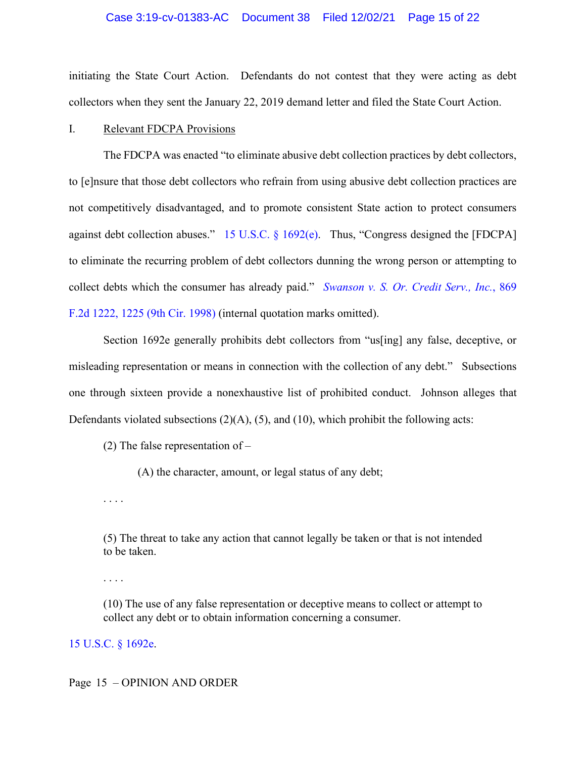initiating the State Court Action. Defendants do not contest that they were acting as debt collectors when they sent the January 22, 2019 demand letter and filed the State Court Action.

I. Relevant FDCPA Provisions

The FDCPA was enacted "to eliminate abusive debt collection practices by debt collectors, to [e]nsure that those debt collectors who refrain from using abusive debt collection practices are not competitively disadvantaged, and to promote consistent State action to protect consumers against debt collection abuses." 15 U.S.C. § 1692(e). Thus, "Congress designed the [FDCPA] to eliminate the recurring problem of debt collectors dunning the wrong person or attempting to collect debts which the consumer has already paid." *Swanson v. S. Or. Credit Serv., Inc.*, 869 F.2d 1222, 1225 (9th Cir. 1998) (internal quotation marks omitted).

Section 1692e generally prohibits debt collectors from "us[ing] any false, deceptive, or misleading representation or means in connection with the collection of any debt." Subsections one through sixteen provide a nonexhaustive list of prohibited conduct. Johnson alleges that Defendants violated subsections (2)(A), (5), and (10), which prohibit the following acts:

> (2) The false representation of –
>
> > (A) the character, amount, or legal status of any debt;
>
> . . . .
>
> (5) The threat to take any action that cannot legally be taken or that is not intended to be taken.
>
> . . . .
>
> (10) The use of any false representation or deceptive means to collect or attempt to collect any debt or to obtain information concerning a consumer.

15 U.S.C. § 1692e.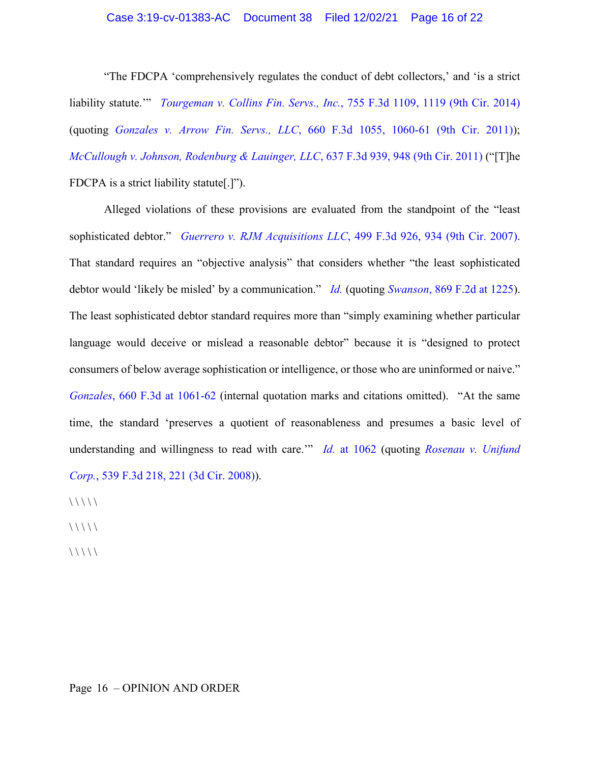"The FDCPA 'comprehensively regulates the conduct of debt collectors,' and 'is a strict liability statute.'" *Tourgeman v. Collins Fin. Servs., Inc.*, 755 F.3d 1109, 1119 (9th Cir. 2014) (quoting *Gonzales v. Arrow Fin. Servs., LLC*, 660 F.3d 1055, 1060-61 (9th Cir. 2011)); *McCullough v. Johnson, Rodenburg & Lauinger, LLC*, 637 F.3d 939, 948 (9th Cir. 2011) ("[T]he FDCPA is a strict liability statute[.]").

Alleged violations of these provisions are evaluated from the standpoint of the "least sophisticated debtor." *Guerrero v. RJM Acquisitions LLC*, 499 F.3d 926, 934 (9th Cir. 2007). That standard requires an "objective analysis" that considers whether "the least sophisticated debtor would 'likely be misled' by a communication." *Id.* (quoting *Swanson*, 869 F.2d at 1225). The least sophisticated debtor standard requires more than "simply examining whether particular language would deceive or mislead a reasonable debtor" because it is "designed to protect consumers of below average sophistication or intelligence, or those who are uninformed or naive." *Gonzales*, 660 F.3d at 1061-62 (internal quotation marks and citations omitted). "At the same time, the standard 'preserves a quotient of reasonableness and presumes a basic level of understanding and willingness to read with care.'" *Id.* at 1062 (quoting *Rosenau v. Unifund Corp.*, 539 F.3d 218, 221 (3d Cir. 2008)).

\ \ \ \ \

\ \ \ \ \

\ \ \ \ \

Page 16 – OPINION AND ORDER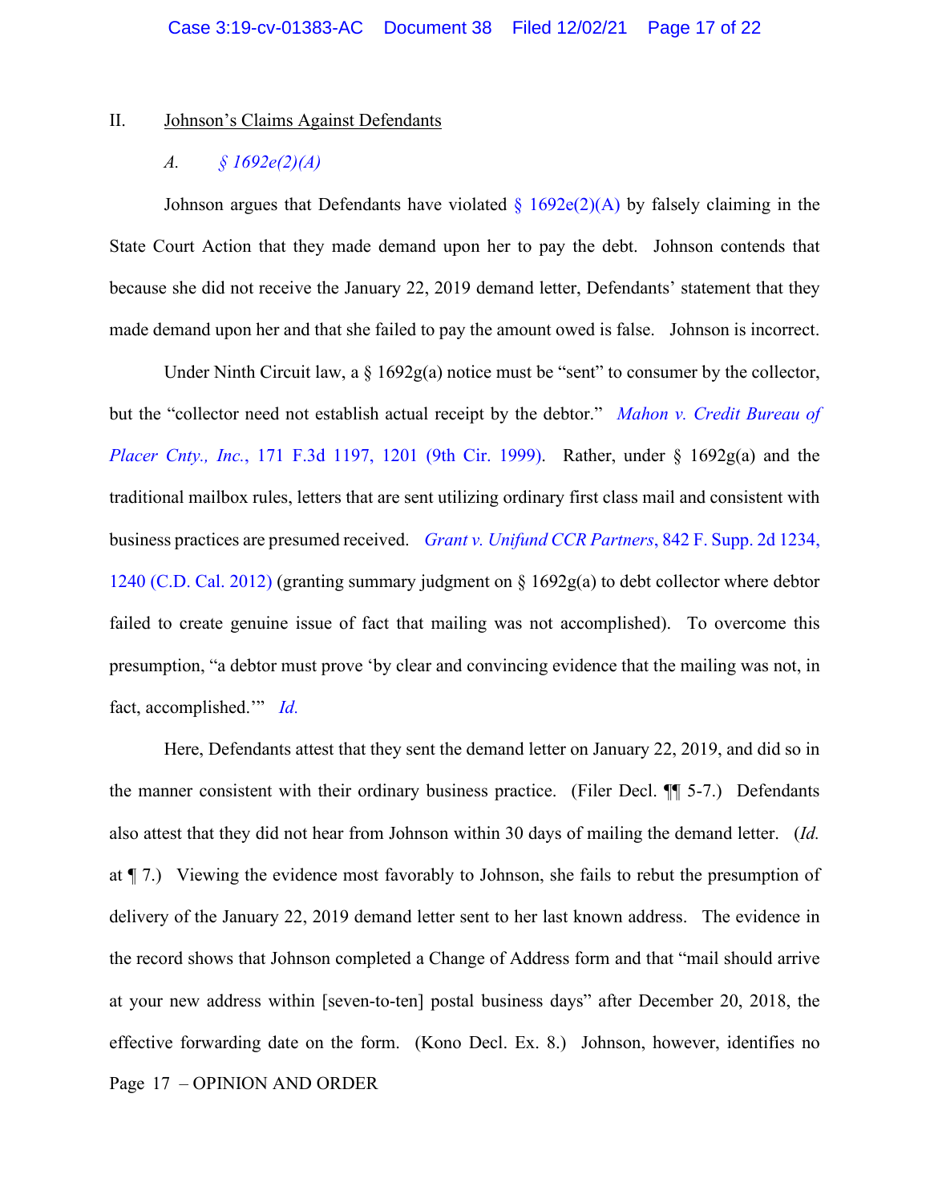## II. Johnson's Claims Against Defendants

### *A. § 1692e(2)(A)*

Johnson argues that Defendants have violated § 1692e(2)(A) by falsely claiming in the State Court Action that they made demand upon her to pay the debt. Johnson contends that because she did not receive the January 22, 2019 demand letter, Defendants' statement that they made demand upon her and that she failed to pay the amount owed is false. Johnson is incorrect.

Under Ninth Circuit law, a § 1692g(a) notice must be "sent" to consumer by the collector, but the "collector need not establish actual receipt by the debtor." *Mahon v. Credit Bureau of Placer Cnty., Inc.*, 171 F.3d 1197, 1201 (9th Cir. 1999). Rather, under § 1692g(a) and the traditional mailbox rules, letters that are sent utilizing ordinary first class mail and consistent with business practices are presumed received. *Grant v. Unifund CCR Partners*, 842 F. Supp. 2d 1234, 1240 (C.D. Cal. 2012) (granting summary judgment on § 1692g(a) to debt collector where debtor failed to create genuine issue of fact that mailing was not accomplished). To overcome this presumption, "a debtor must prove 'by clear and convincing evidence that the mailing was not, in fact, accomplished.'" *Id.*

Here, Defendants attest that they sent the demand letter on January 22, 2019, and did so in the manner consistent with their ordinary business practice. (Filer Decl. ¶¶ 5-7.) Defendants also attest that they did not hear from Johnson within 30 days of mailing the demand letter. (*Id.* at ¶ 7.) Viewing the evidence most favorably to Johnson, she fails to rebut the presumption of delivery of the January 22, 2019 demand letter sent to her last known address. The evidence in the record shows that Johnson completed a Change of Address form and that "mail should arrive at your new address within [seven-to-ten] postal business days" after December 20, 2018, the effective forwarding date on the form. (Kono Decl. Ex. 8.) Johnson, however, identifies no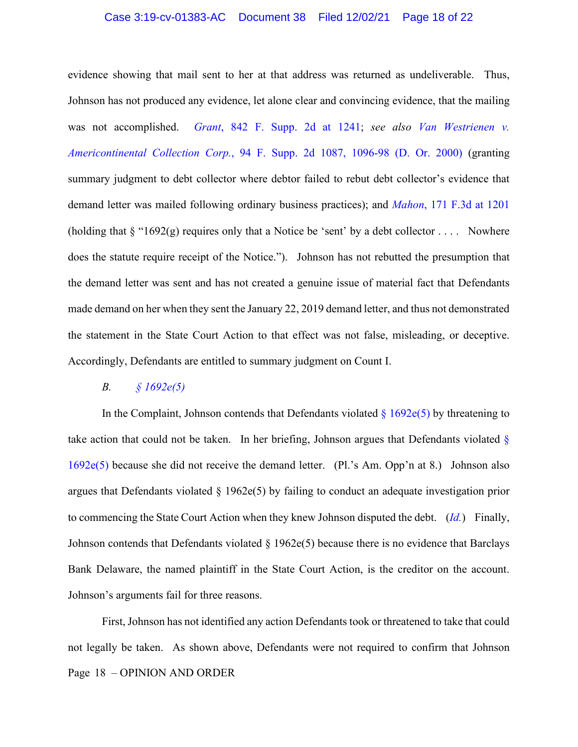evidence showing that mail sent to her at that address was returned as undeliverable. Thus, Johnson has not produced any evidence, let alone clear and convincing evidence, that the mailing was not accomplished. *Grant*, 842 F. Supp. 2d at 1241; *see also Van Westrienen v. Americontinental Collection Corp.*, 94 F. Supp. 2d 1087, 1096-98 (D. Or. 2000) (granting summary judgment to debt collector where debtor failed to rebut debt collector's evidence that demand letter was mailed following ordinary business practices); and *Mahon*, 171 F.3d at 1201 (holding that § "1692(g) requires only that a Notice be 'sent' by a debt collector . . . . Nowhere does the statute require receipt of the Notice."). Johnson has not rebutted the presumption that the demand letter was sent and has not created a genuine issue of material fact that Defendants made demand on her when they sent the January 22, 2019 demand letter, and thus not demonstrated the statement in the State Court Action to that effect was not false, misleading, or deceptive. Accordingly, Defendants are entitled to summary judgment on Count I.

*B. § 1692e(5)*

In the Complaint, Johnson contends that Defendants violated § 1692e(5) by threatening to take action that could not be taken. In her briefing, Johnson argues that Defendants violated § 1692e(5) because she did not receive the demand letter. (Pl.'s Am. Opp'n at 8.) Johnson also argues that Defendants violated § 1962e(5) by failing to conduct an adequate investigation prior to commencing the State Court Action when they knew Johnson disputed the debt. (*Id.*) Finally, Johnson contends that Defendants violated § 1962e(5) because there is no evidence that Barclays Bank Delaware, the named plaintiff in the State Court Action, is the creditor on the account. Johnson's arguments fail for three reasons.

First, Johnson has not identified any action Defendants took or threatened to take that could not legally be taken. As shown above, Defendants were not required to confirm that Johnson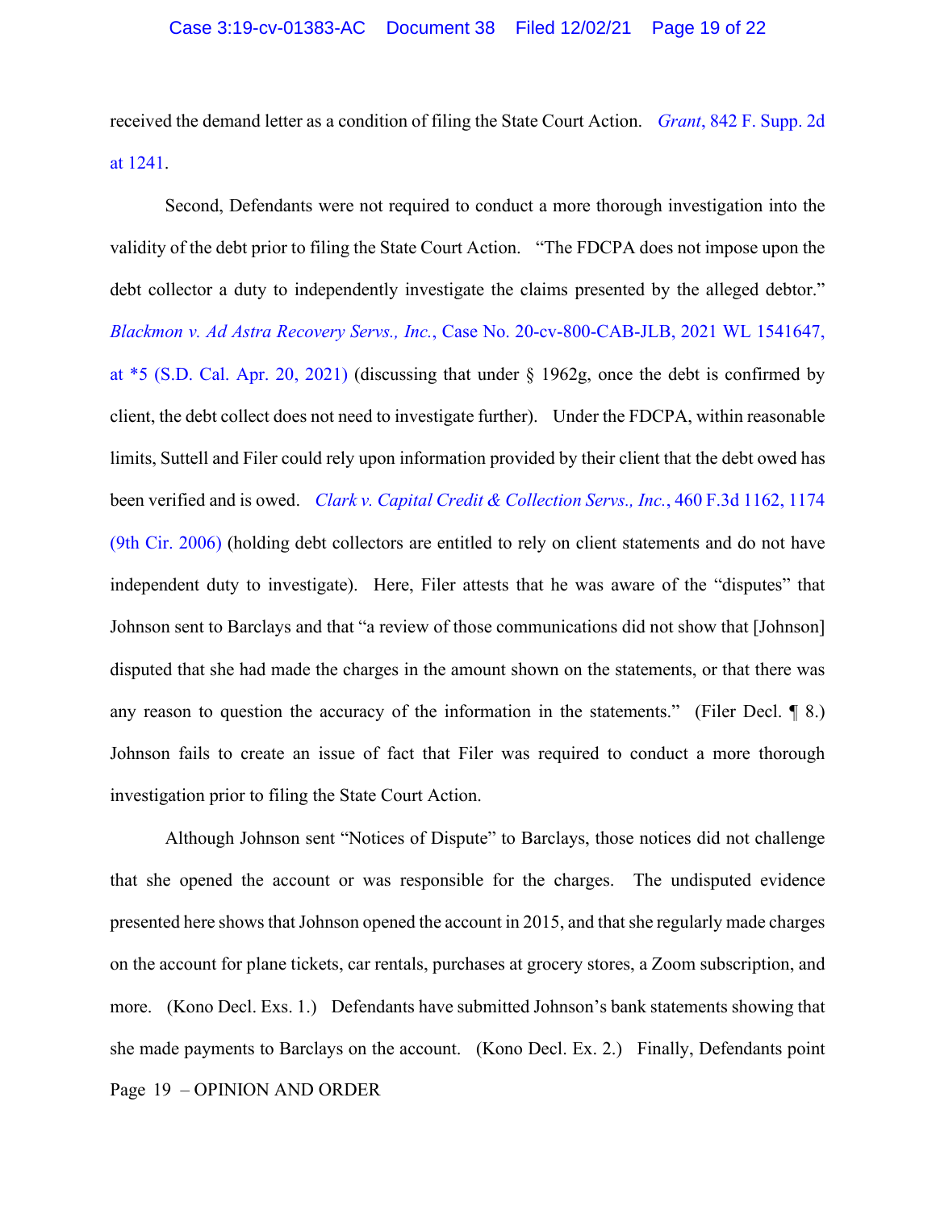received the demand letter as a condition of filing the State Court Action. *Grant*, 842 F. Supp. 2d at 1241.

Second, Defendants were not required to conduct a more thorough investigation into the validity of the debt prior to filing the State Court Action. "The FDCPA does not impose upon the debt collector a duty to independently investigate the claims presented by the alleged debtor." *Blackmon v. Ad Astra Recovery Servs., Inc.*, Case No. 20-cv-800-CAB-JLB, 2021 WL 1541647, at *5 (S.D. Cal. Apr. 20, 2021) (discussing that under § 1962g, once the debt is confirmed by client, the debt collect does not need to investigate further). Under the FDCPA, within reasonable limits, Suttell and Filer could rely upon information provided by their client that the debt owed has been verified and is owed. *Clark v. Capital Credit & Collection Servs., Inc.*, 460 F.3d 1162, 1174 (9th Cir. 2006) (holding debt collectors are entitled to rely on client statements and do not have independent duty to investigate). Here, Filer attests that he was aware of the "disputes" that Johnson sent to Barclays and that "a review of those communications did not show that [Johnson] disputed that she had made the charges in the amount shown on the statements, or that there was any reason to question the accuracy of the information in the statements." (Filer Decl. ¶ 8.) Johnson fails to create an issue of fact that Filer was required to conduct a more thorough investigation prior to filing the State Court Action.

Although Johnson sent "Notices of Dispute" to Barclays, those notices did not challenge that she opened the account or was responsible for the charges. The undisputed evidence presented here shows that Johnson opened the account in 2015, and that she regularly made charges on the account for plane tickets, car rentals, purchases at grocery stores, a Zoom subscription, and more. (Kono Decl. Exs. 1.) Defendants have submitted Johnson's bank statements showing that she made payments to Barclays on the account. (Kono Decl. Ex. 2.) Finally, Defendants point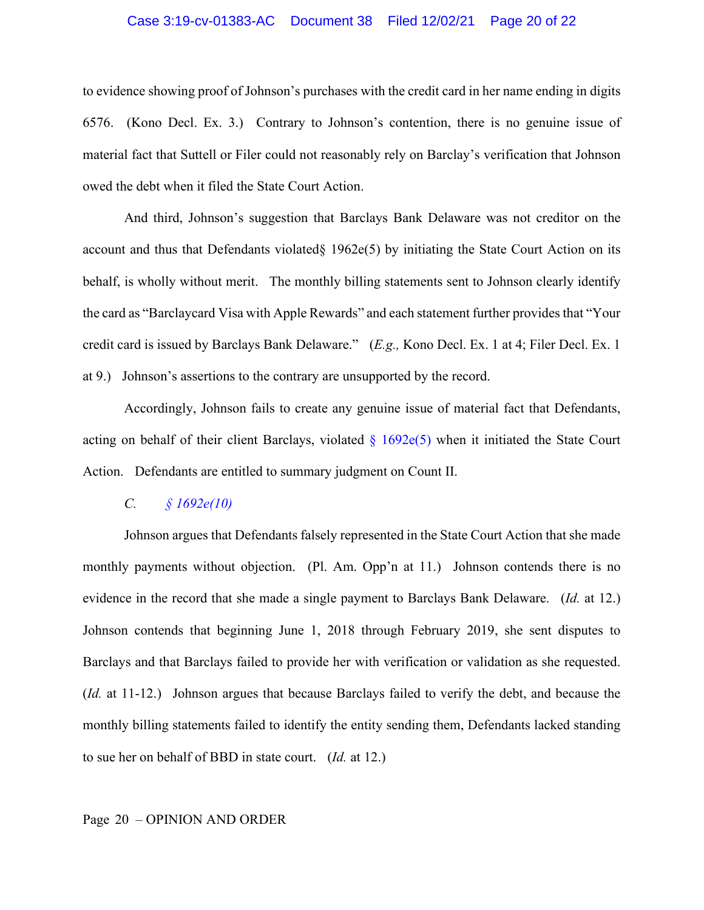to evidence showing proof of Johnson's purchases with the credit card in her name ending in digits 6576. (Kono Decl. Ex. 3.) Contrary to Johnson's contention, there is no genuine issue of material fact that Suttell or Filer could not reasonably rely on Barclay's verification that Johnson owed the debt when it filed the State Court Action.

And third, Johnson's suggestion that Barclays Bank Delaware was not creditor on the account and thus that Defendants violated§ 1962e(5) by initiating the State Court Action on its behalf, is wholly without merit. The monthly billing statements sent to Johnson clearly identify the card as "Barclaycard Visa with Apple Rewards" and each statement further provides that "Your credit card is issued by Barclays Bank Delaware." (*E.g.,* Kono Decl. Ex. 1 at 4; Filer Decl. Ex. 1 at 9.) Johnson's assertions to the contrary are unsupported by the record.

Accordingly, Johnson fails to create any genuine issue of material fact that Defendants, acting on behalf of their client Barclays, violated § 1692e(5) when it initiated the State Court Action. Defendants are entitled to summary judgment on Count II.

### *C. § 1692e(10)*

Johnson argues that Defendants falsely represented in the State Court Action that she made monthly payments without objection. (Pl. Am. Opp'n at 11.) Johnson contends there is no evidence in the record that she made a single payment to Barclays Bank Delaware. (*Id.* at 12.) Johnson contends that beginning June 1, 2018 through February 2019, she sent disputes to Barclays and that Barclays failed to provide her with verification or validation as she requested. (*Id.* at 11-12.) Johnson argues that because Barclays failed to verify the debt, and because the monthly billing statements failed to identify the entity sending them, Defendants lacked standing to sue her on behalf of BBD in state court. (*Id.* at 12.)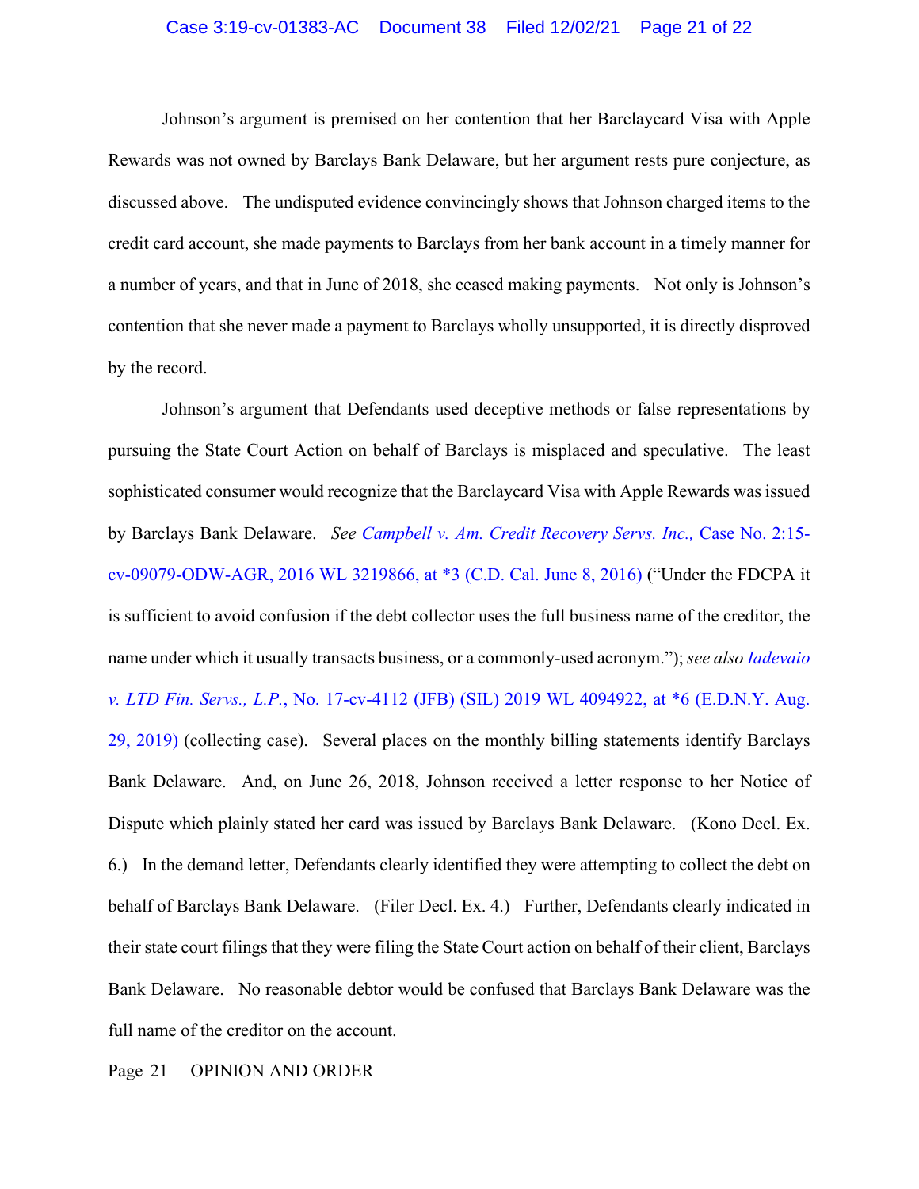Johnson's argument is premised on her contention that her Barclaycard Visa with Apple Rewards was not owned by Barclays Bank Delaware, but her argument rests pure conjecture, as discussed above. The undisputed evidence convincingly shows that Johnson charged items to the credit card account, she made payments to Barclays from her bank account in a timely manner for a number of years, and that in June of 2018, she ceased making payments. Not only is Johnson's contention that she never made a payment to Barclays wholly unsupported, it is directly disproved by the record.

Johnson's argument that Defendants used deceptive methods or false representations by pursuing the State Court Action on behalf of Barclays is misplaced and speculative. The least sophisticated consumer would recognize that the Barclaycard Visa with Apple Rewards was issued by Barclays Bank Delaware. *See Campbell v. Am. Credit Recovery Servs. Inc.,* Case No. 2:15-cv-09079-ODW-AGR, 2016 WL 3219866, at *3 (C.D. Cal. June 8, 2016) ("Under the FDCPA it is sufficient to avoid confusion if the debt collector uses the full business name of the creditor, the name under which it usually transacts business, or a commonly-used acronym."); *see also Iadevaio v. LTD Fin. Servs., L.P.*, No. 17-cv-4112 (JFB) (SIL) 2019 WL 4094922, at *6 (E.D.N.Y. Aug. 29, 2019) (collecting case). Several places on the monthly billing statements identify Barclays Bank Delaware. And, on June 26, 2018, Johnson received a letter response to her Notice of Dispute which plainly stated her card was issued by Barclays Bank Delaware. (Kono Decl. Ex. 6.) In the demand letter, Defendants clearly identified they were attempting to collect the debt on behalf of Barclays Bank Delaware. (Filer Decl. Ex. 4.) Further, Defendants clearly indicated in their state court filings that they were filing the State Court action on behalf of their client, Barclays Bank Delaware. No reasonable debtor would be confused that Barclays Bank Delaware was the full name of the creditor on the account.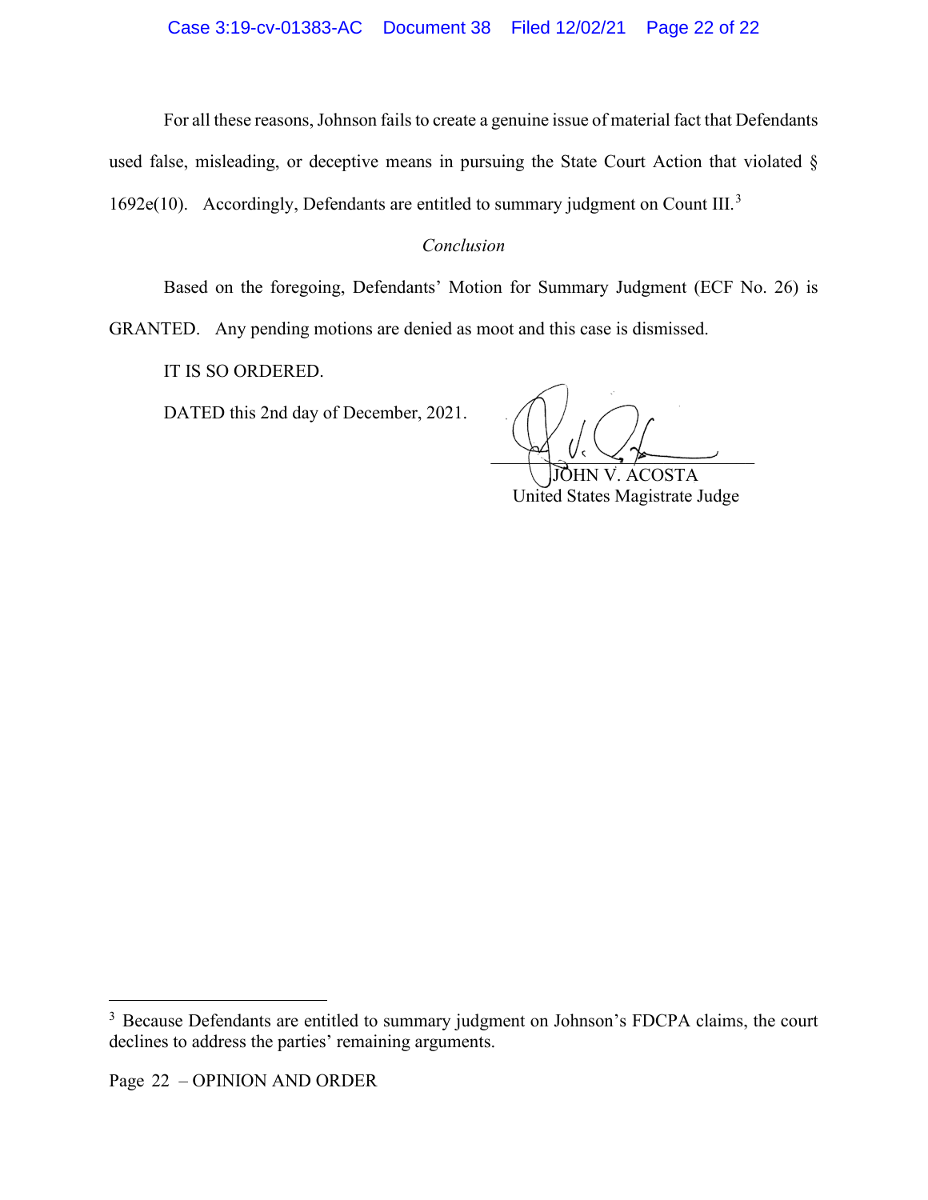For all these reasons, Johnson fails to create a genuine issue of material fact that Defendants used false, misleading, or deceptive means in pursuing the State Court Action that violated § 1692e(10). Accordingly, Defendants are entitled to summary judgment on Count III.[3]

*Conclusion*

Based on the foregoing, Defendants' Motion for Summary Judgment (ECF No. 26) is GRANTED. Any pending motions are denied as moot and this case is dismissed.

IT IS SO ORDERED.

DATED this 2nd day of December, 2021.

JOHN V. ACOSTA
United States Magistrate Judge

---

[3] Because Defendants are entitled to summary judgment on Johnson's FDCPA claims, the court declines to address the parties' remaining arguments.

Page 22 – OPINION AND ORDER